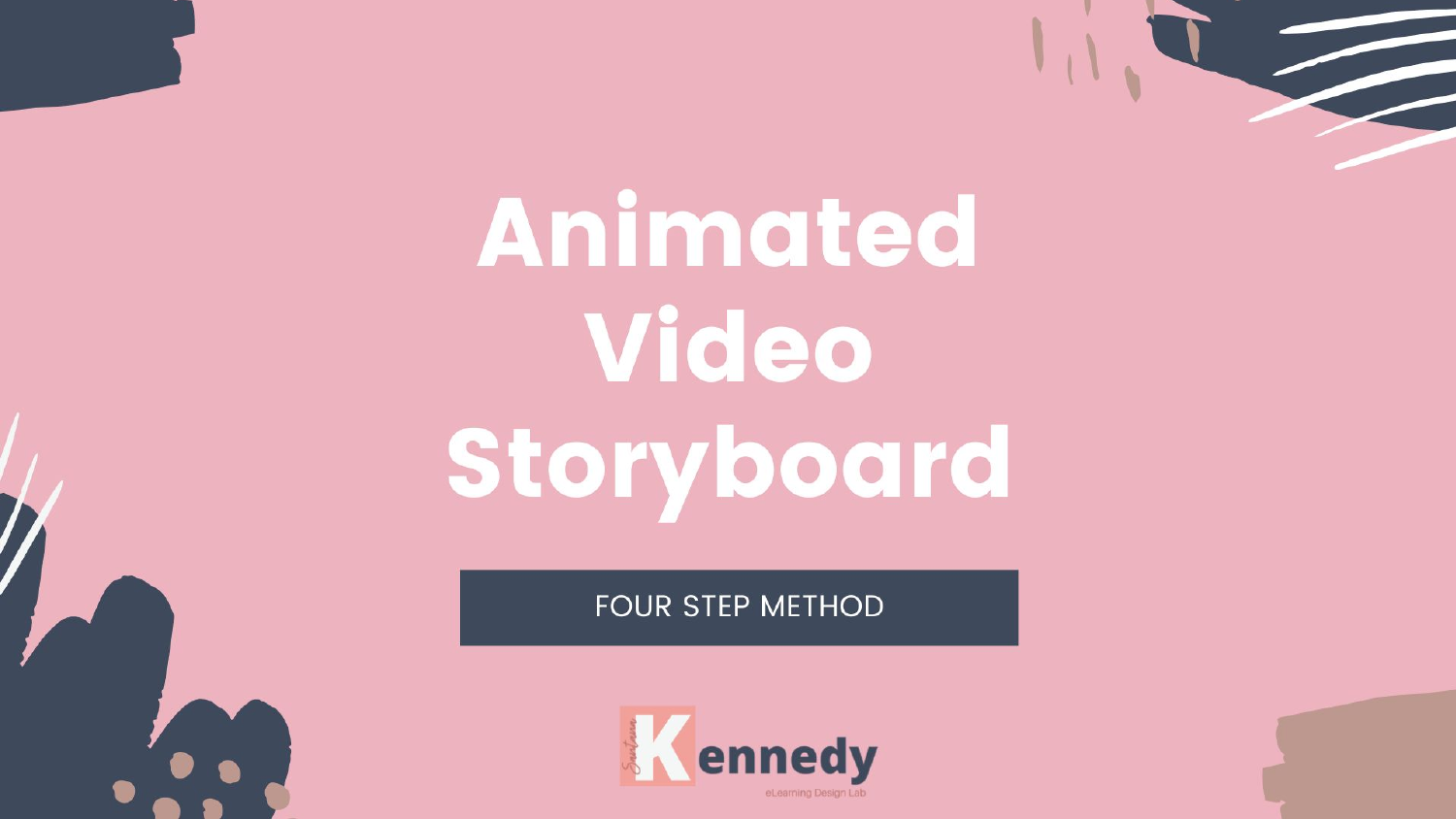# Animated Video Storyboard

FOUR STEP METHOD

Kennedy

eLearning Design Lab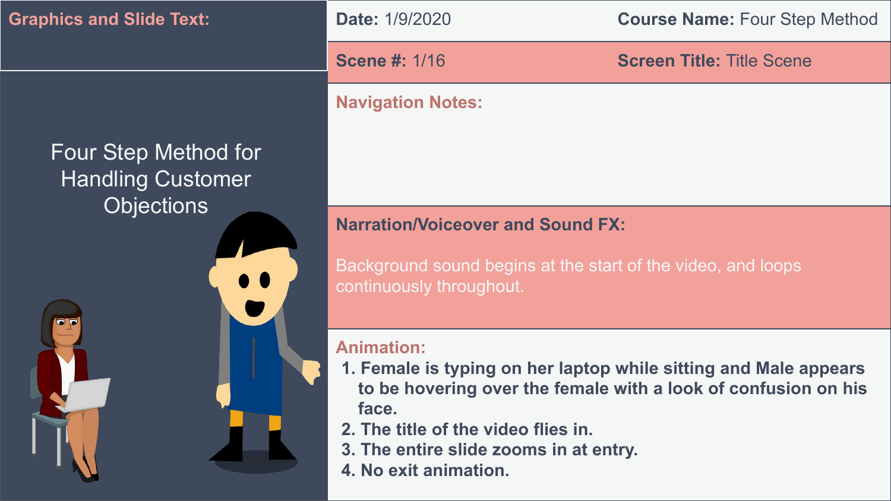**Graphics and Slide Text:**

Four Step Method for Handling Customer Objections

**Date:** 1/9/2020

**Course Name:** Four Step Method

**Scene #:** 1/16

**Screen Title:** Title Scene

**Navigation Notes:**

**Narration/Voiceover and Sound FX:**

Background sound begins at the start of the video, and loops continuously throughout.

**Animation:**

1. **Female is typing on her laptop while sitting and Male appears to be hovering over the female with a look of confusion on his face.**
2. **The title of the video flies in.**
3. **The entire slide zooms in at entry.**
4. **No exit animation.**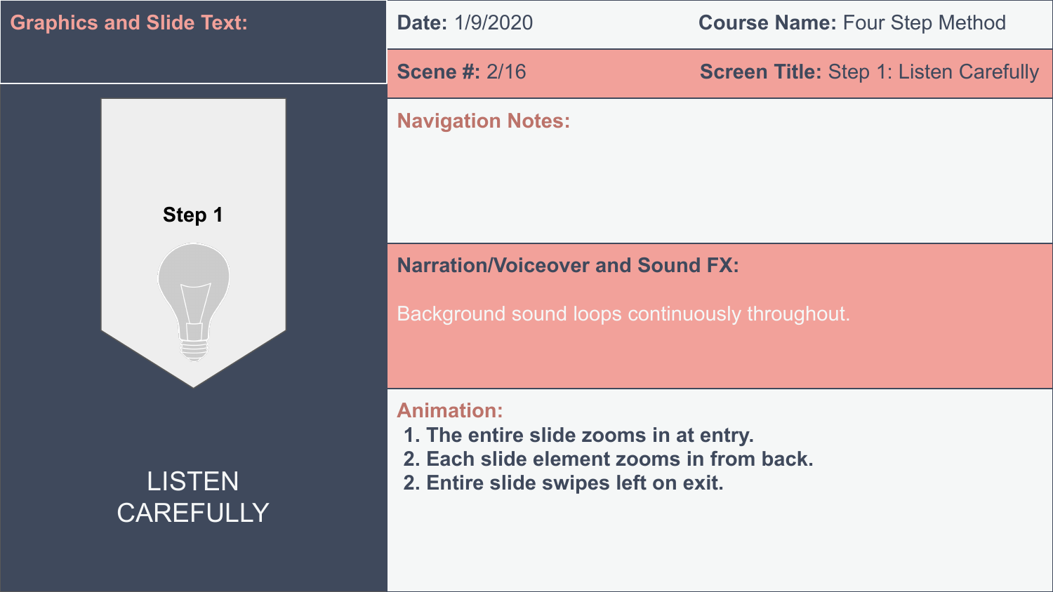**Graphics and Slide Text:**

Step 1

LISTEN CAREFULLY

**Date:** 1/9/2020

**Course Name:** Four Step Method

**Scene #:** 2/16

**Screen Title:** Step 1: Listen Carefully

**Navigation Notes:**

**Narration/Voiceover and Sound FX:**

Background sound loops continuously throughout.

**Animation:**

1. The entire slide zooms in at entry.
2. Each slide element zooms in from back.
2. Entire slide swipes left on exit.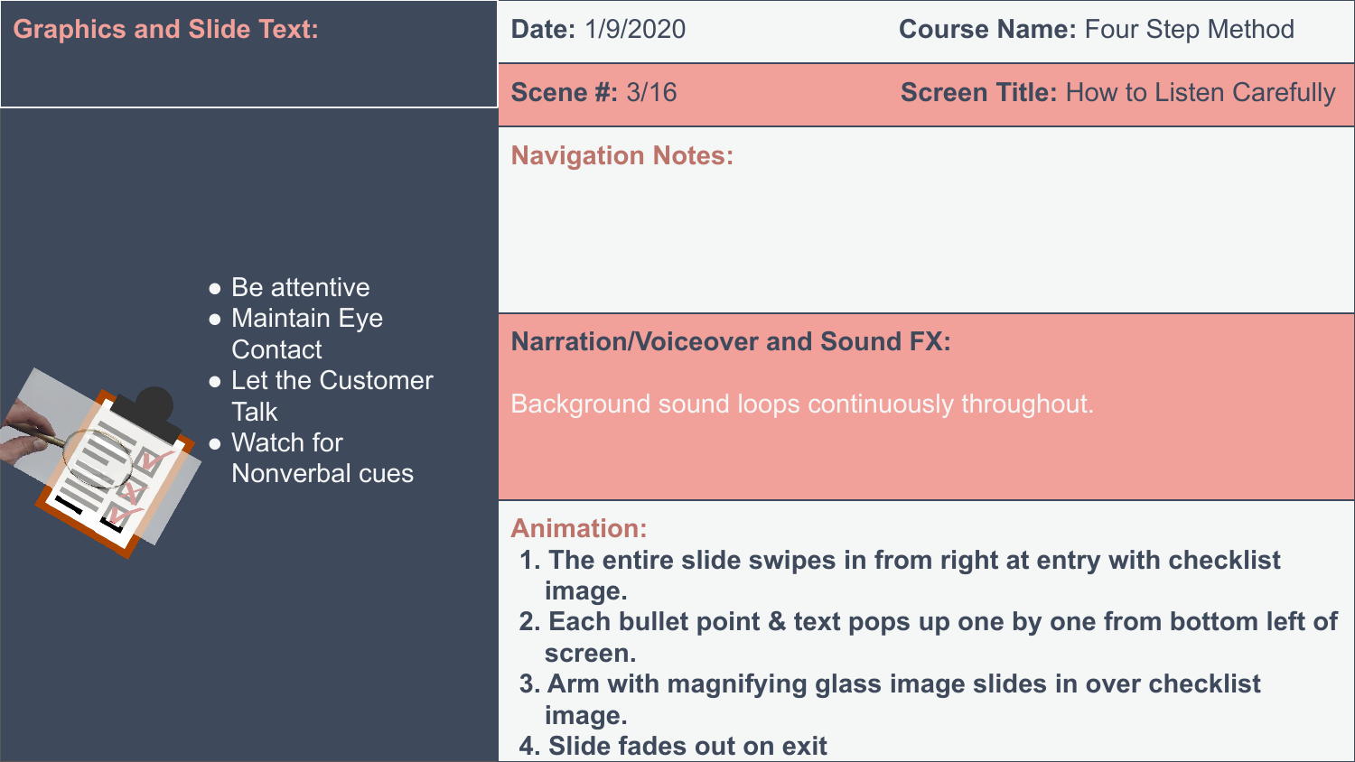**Graphics and Slide Text:**

- Be attentive
- Maintain Eye Contact
- Let the Customer Talk
- Watch for Nonverbal cues

**Date:** 1/9/2020 **Course Name:** Four Step Method

**Scene #:** 3/16 **Screen Title:** How to Listen Carefully

**Navigation Notes:**

**Narration/Voiceover and Sound FX:**

Background sound loops continuously throughout.

**Animation:**

1. **The entire slide swipes in from right at entry with checklist image.**
2. **Each bullet point & text pops up one by one from bottom left of screen.**
3. **Arm with magnifying glass image slides in over checklist image.**
4. **Slide fades out on exit**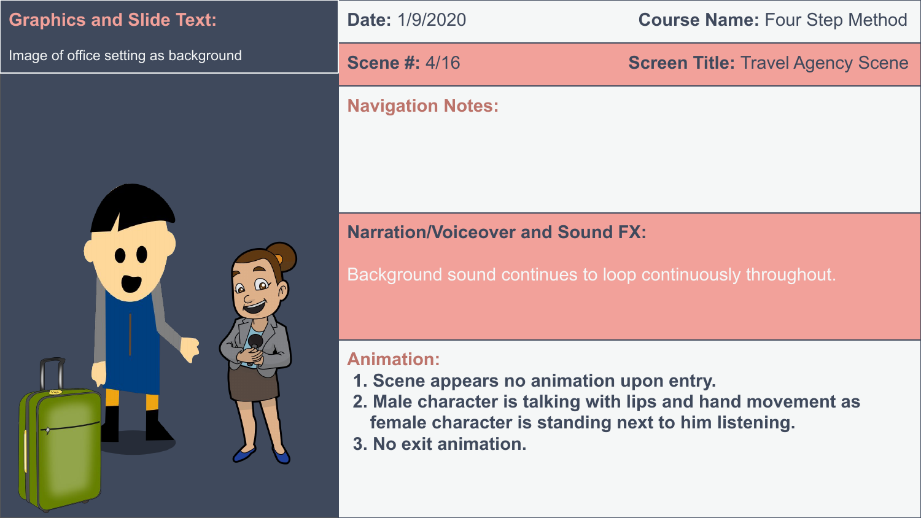**Graphics and Slide Text:**

Image of office setting as background

**Date:** 1/9/2020

**Course Name:** Four Step Method

**Scene #:** 4/16

**Screen Title:** Travel Agency Scene

**Navigation Notes:**

**Narration/Voiceover and Sound FX:**

Background sound continues to loop continuously throughout.

**Animation:**

1. **Scene appears no animation upon entry.**
2. **Male character is talking with lips and hand movement as female character is standing next to him listening.**
3. **No exit animation.**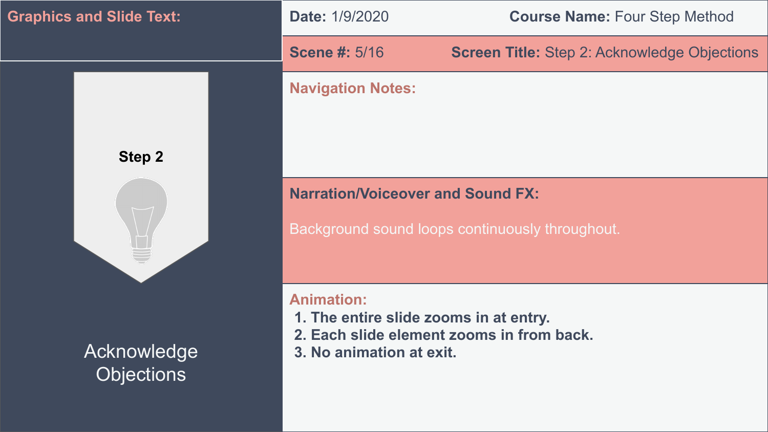**Graphics and Slide Text:**

Step 2

Acknowledge Objections

**Date:** 1/9/2020

**Course Name:** Four Step Method

**Scene #:** 5/16

**Screen Title:** Step 2: Acknowledge Objections

**Navigation Notes:**

**Narration/Voiceover and Sound FX:**

Background sound loops continuously throughout.

**Animation:**

1. **The entire slide zooms in at entry.**
2. **Each slide element zooms in from back.**
3. **No animation at exit.**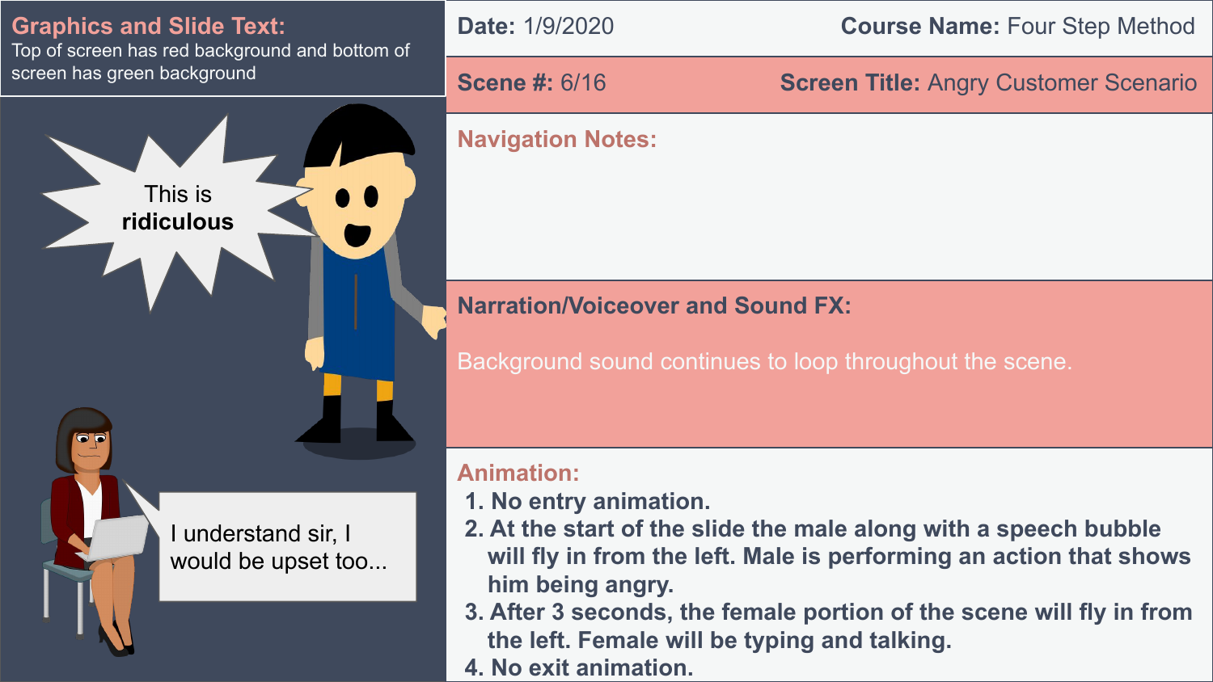**Graphics and Slide Text:**
Top of screen has red background and bottom of screen has green background

This is **ridiculous**

I understand sir, I would be upset too...

**Date:** 1/9/2020 **Course Name:** Four Step Method

**Scene #:** 6/16 **Screen Title:** Angry Customer Scenario

**Navigation Notes:**

**Narration/Voiceover and Sound FX:**

Background sound continues to loop throughout the scene.

**Animation:**

1. No entry animation.
2. At the start of the slide the male along with a speech bubble will fly in from the left. Male is performing an action that shows him being angry.
3. After 3 seconds, the female portion of the scene will fly in from the left. Female will be typing and talking.
4. No exit animation.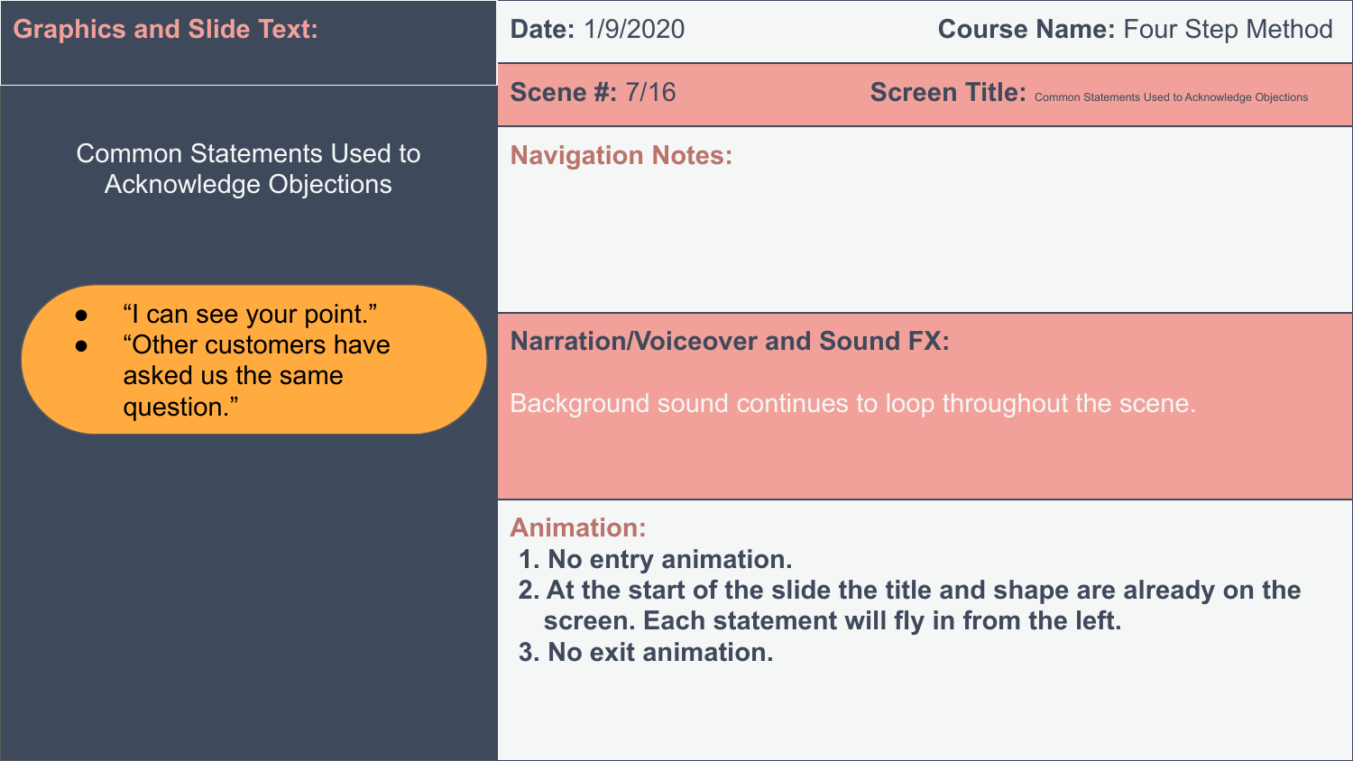**Graphics and Slide Text:**

Common Statements Used to Acknowledge Objections

- "I can see your point."
- "Other customers have asked us the same question."

**Date:** 1/9/2020

**Course Name:** Four Step Method

**Scene #:** 7/16

**Screen Title:** Common Statements Used to Acknowledge Objections

**Navigation Notes:**

**Narration/Voiceover and Sound FX:**

Background sound continues to loop throughout the scene.

**Animation:**

1. No entry animation.
2. At the start of the slide the title and shape are already on the screen. Each statement will fly in from the left.
3. No exit animation.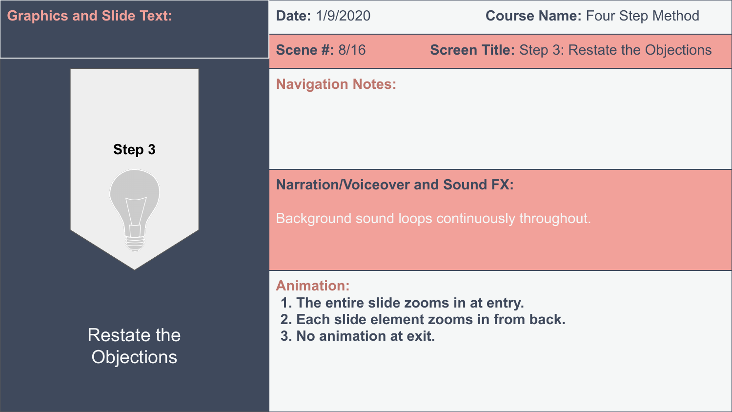**Graphics and Slide Text:**

**Step 3**

Restate the Objections

**Date:** 1/9/2020

**Course Name:** Four Step Method

**Scene #:** 8/16

**Screen Title:** Step 3: Restate the Objections

**Navigation Notes:**

**Narration/Voiceover and Sound FX:**

Background sound loops continuously throughout.

**Animation:**

1. **The entire slide zooms in at entry.**
2. **Each slide element zooms in from back.**
3. **No animation at exit.**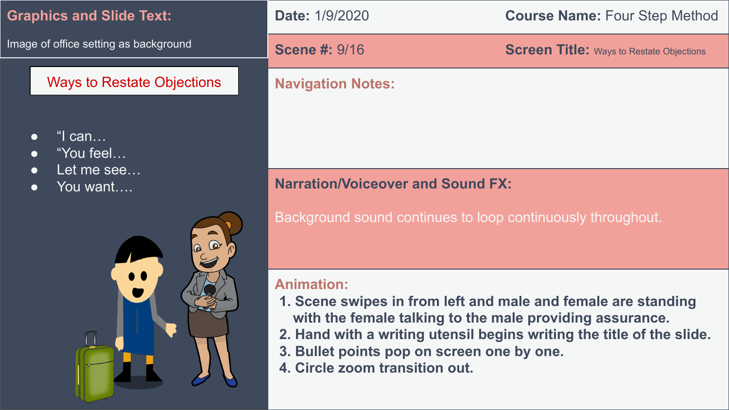**Graphics and Slide Text:**

Image of office setting as background

Ways to Restate Objections

- “I can…
- “You feel…
- Let me see…
- You want….

**Date:** 1/9/2020 **Course Name:** Four Step Method

**Scene #:** 9/16 **Screen Title:** Ways to Restate Objections

**Navigation Notes:**

**Narration/Voiceover and Sound FX:**

Background sound continues to loop continuously throughout.

**Animation:**

1. Scene swipes in from left and male and female are standing with the female talking to the male providing assurance.
2. Hand with a writing utensil begins writing the title of the slide.
3. Bullet points pop on screen one by one.
4. Circle zoom transition out.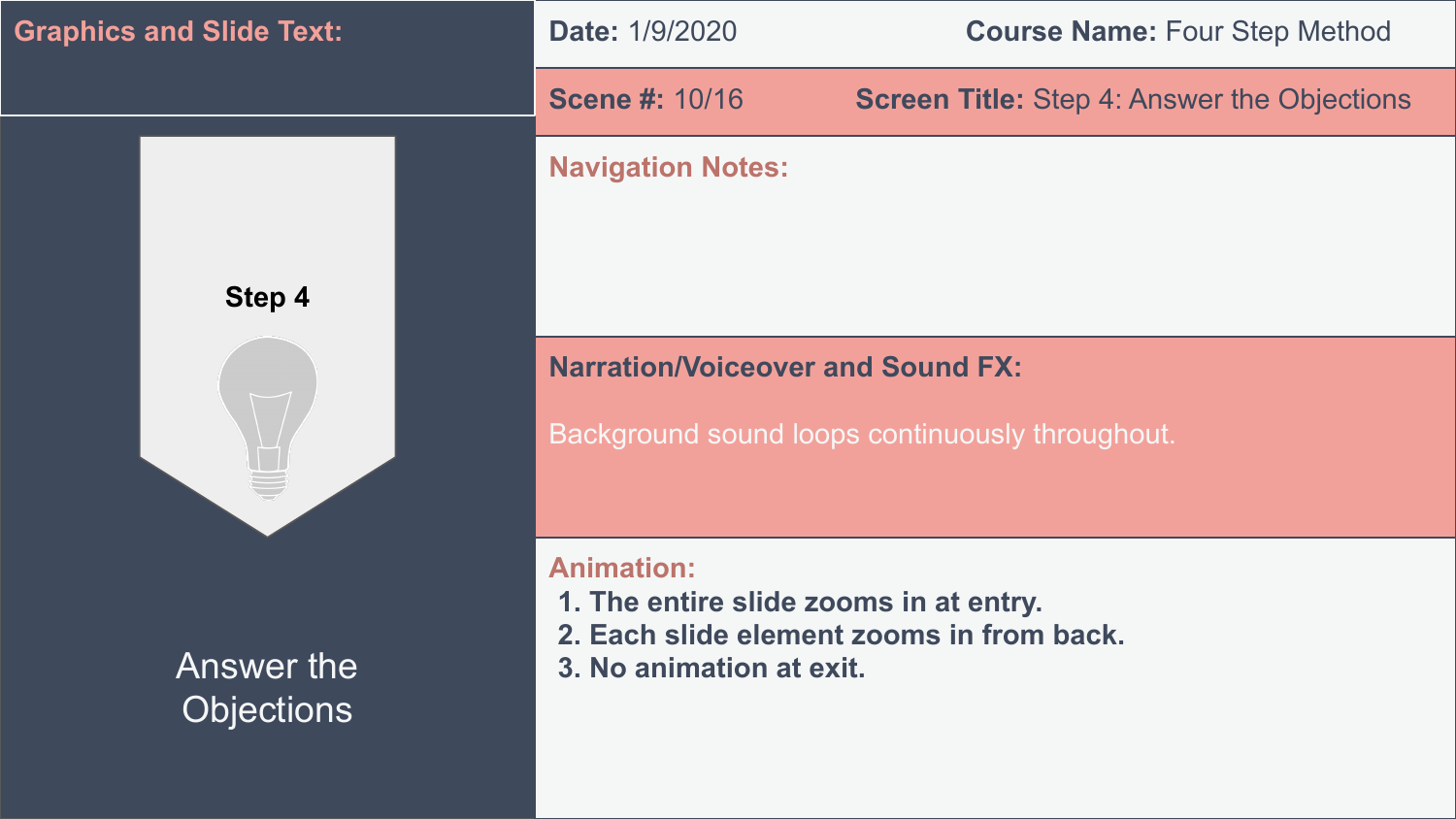**Graphics and Slide Text:**

**Step 4**

Answer the Objections

**Date:** 1/9/2020

**Course Name:** Four Step Method

**Scene #:** 10/16

**Screen Title:** Step 4: Answer the Objections

**Navigation Notes:**

**Narration/Voiceover and Sound FX:**

Background sound loops continuously throughout.

**Animation:**

1. **The entire slide zooms in at entry.**
2. **Each slide element zooms in from back.**
3. **No animation at exit.**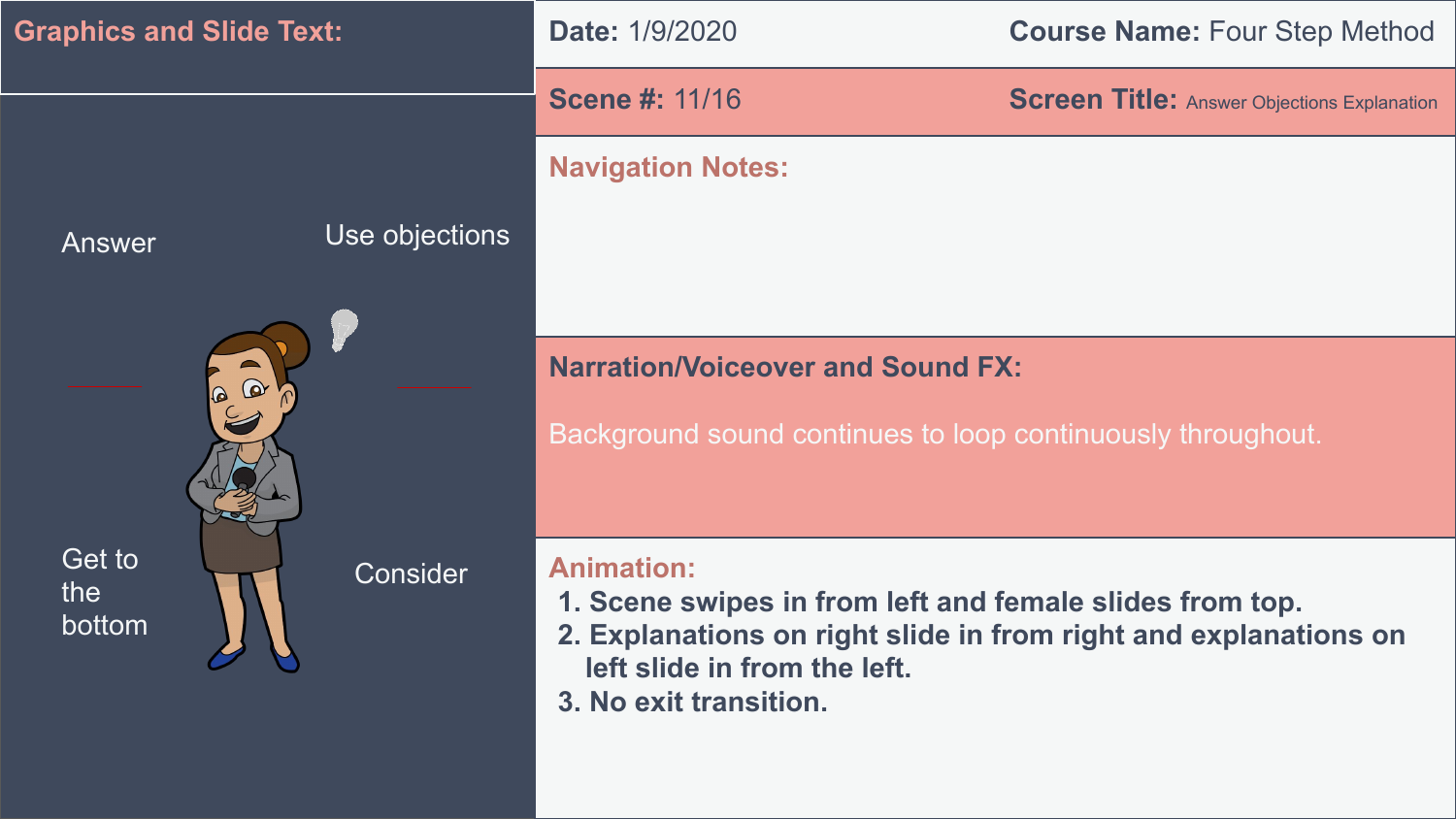**Graphics and Slide Text:**

Answer

Use objections

Get to the bottom

Consider

**Date:** 1/9/2020

**Course Name:** Four Step Method

**Scene #:** 11/16

**Screen Title:** Answer Objections Explanation

**Navigation Notes:**

**Narration/Voiceover and Sound FX:**

Background sound continues to loop continuously throughout.

**Animation:**

1. Scene swipes in from left and female slides from top.
2. Explanations on right slide in from right and explanations on left slide in from the left.
3. No exit transition.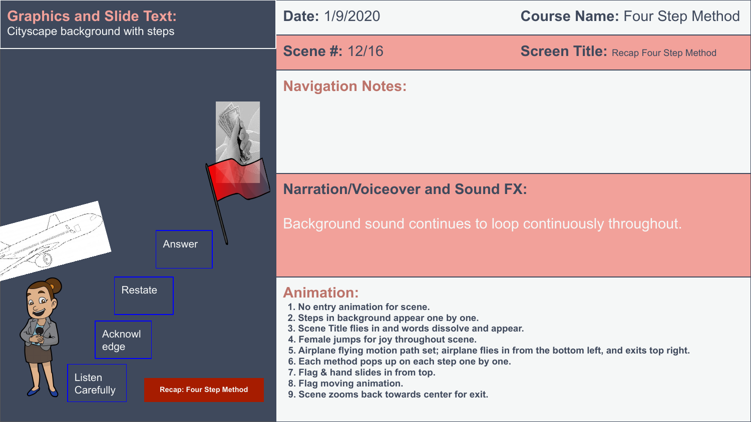**Graphics and Slide Text:**
Cityscape background with steps

Answer

Restate

Acknowledge

Listen Carefully

Recap: Four Step Method

**Date:** 1/9/2020

**Course Name:** Four Step Method

**Scene #:** 12/16

**Screen Title:** Recap Four Step Method

**Navigation Notes:**

**Narration/Voiceover and Sound FX:**

Background sound continues to loop continuously throughout.

**Animation:**

1. No entry animation for scene.
2. Steps in background appear one by one.
3. Scene Title flies in and words dissolve and appear.
4. Female jumps for joy throughout scene.
5. Airplane flying motion path set; airplane flies in from the bottom left, and exits top right.
6. Each method pops up on each step one by one.
7. Flag & hand slides in from top.
8. Flag moving animation.
9. Scene zooms back towards center for exit.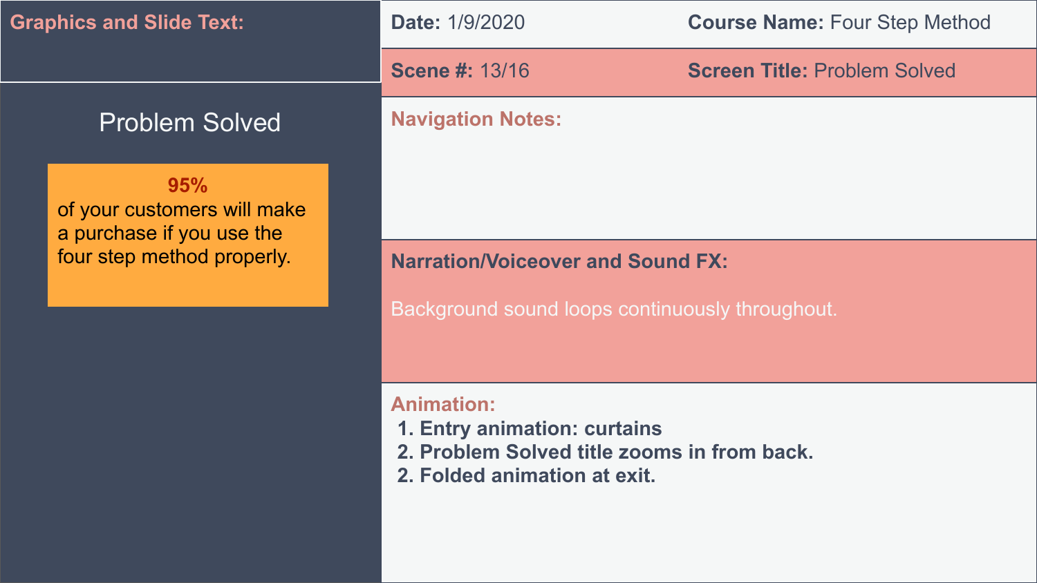**Graphics and Slide Text:**

Problem Solved

**95%**
of your customers will make a purchase if you use the four step method properly.

**Date:** 1/9/2020

**Course Name:** Four Step Method

**Scene #:** 13/16

**Screen Title:** Problem Solved

**Navigation Notes:**

**Narration/Voiceover and Sound FX:**

Background sound loops continuously throughout.

**Animation:**

1. **Entry animation: curtains**
2. **Problem Solved title zooms in from back.**
2. **Folded animation at exit.**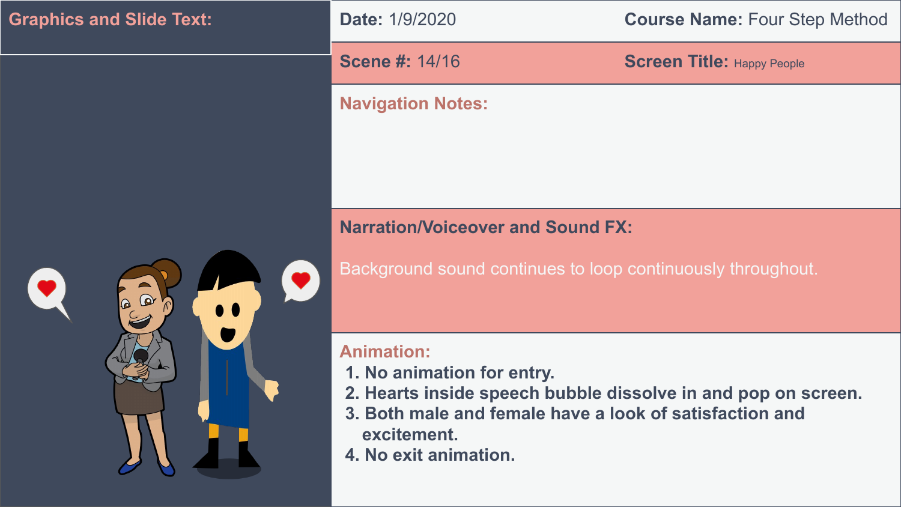## Graphics and Slide Text:

**Date:** 1/9/2020

**Course Name:** Four Step Method

**Scene #:** 14/16

**Screen Title:** Happy People

### Navigation Notes:

### Narration/Voiceover and Sound FX:

Background sound continues to loop continuously throughout.

### Animation:

1. No animation for entry.
2. Hearts inside speech bubble dissolve in and pop on screen.
3. Both male and female have a look of satisfaction and excitement.
4. No exit animation.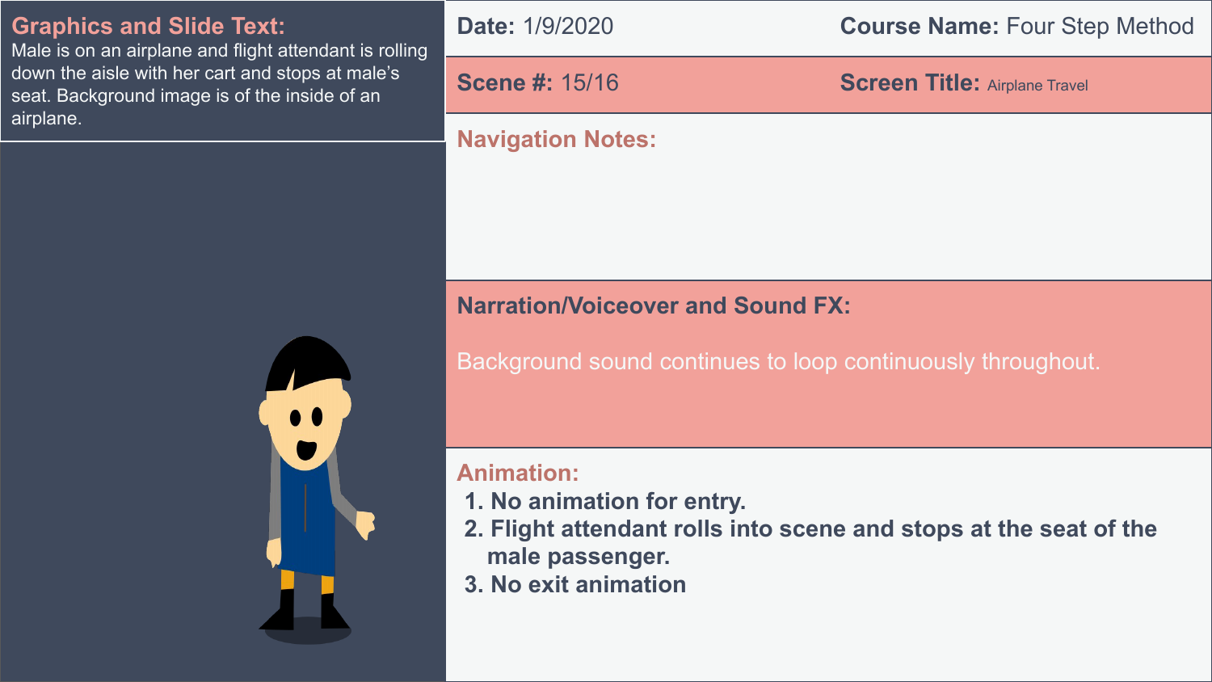**Graphics and Slide Text:**
Male is on an airplane and flight attendant is rolling down the aisle with her cart and stops at male's seat. Background image is of the inside of an airplane.

**Date:** 1/9/2020

**Course Name:** Four Step Method

**Scene #:** 15/16

**Screen Title:** Airplane Travel

**Navigation Notes:**

**Narration/Voiceover and Sound FX:**

Background sound continues to loop continuously throughout.

**Animation:**

1. No animation for entry.
2. Flight attendant rolls into scene and stops at the seat of the male passenger.
3. No exit animation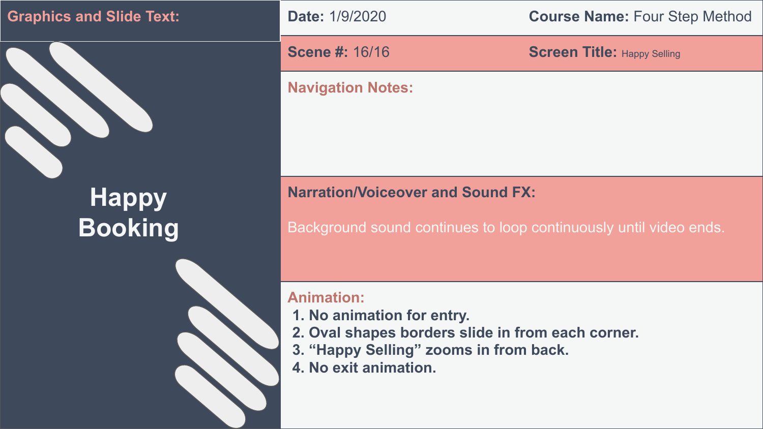**Graphics and Slide Text:**

Happy Booking

**Date:** 1/9/2020

**Course Name:** Four Step Method

**Scene #:** 16/16

**Screen Title:** Happy Selling

**Navigation Notes:**

**Narration/Voiceover and Sound FX:**

Background sound continues to loop continuously until video ends.

**Animation:**

1. No animation for entry.
2. Oval shapes borders slide in from each corner.
3. "Happy Selling" zooms in from back.
4. No exit animation.